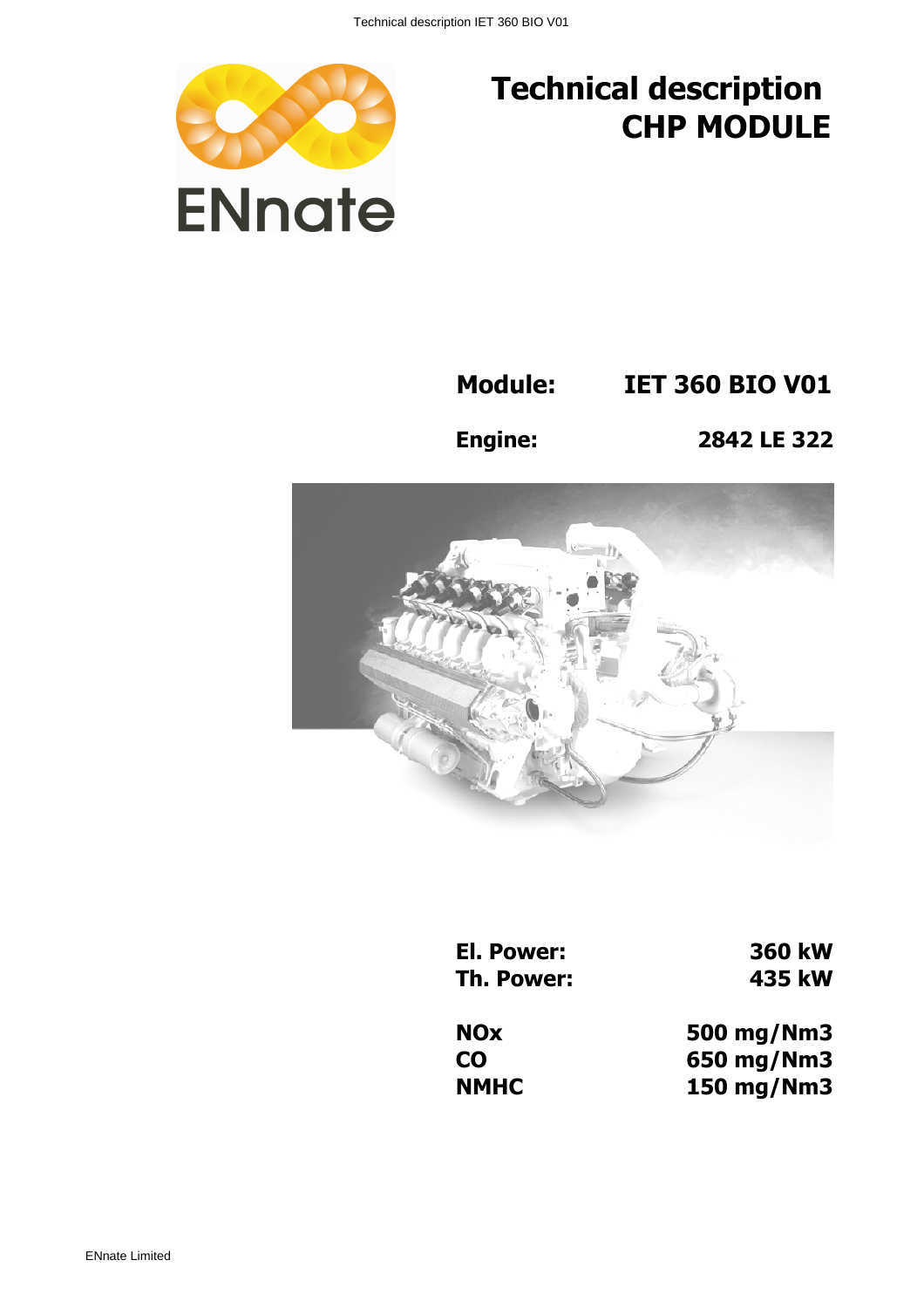# Technical description CHP MODULE

ENnate

**Module:** IET 360 BIO V01

**Engine:** 2842 LE 322

| | |
|---|---|
| **El. Power:** | **360 kW** |
| **Th. Power:** | **435 kW** |

| | |
|---|---|
| **NOx** | **500 mg/Nm3** |
| **CO** | **650 mg/Nm3** |
| **NMHC** | **150 mg/Nm3** |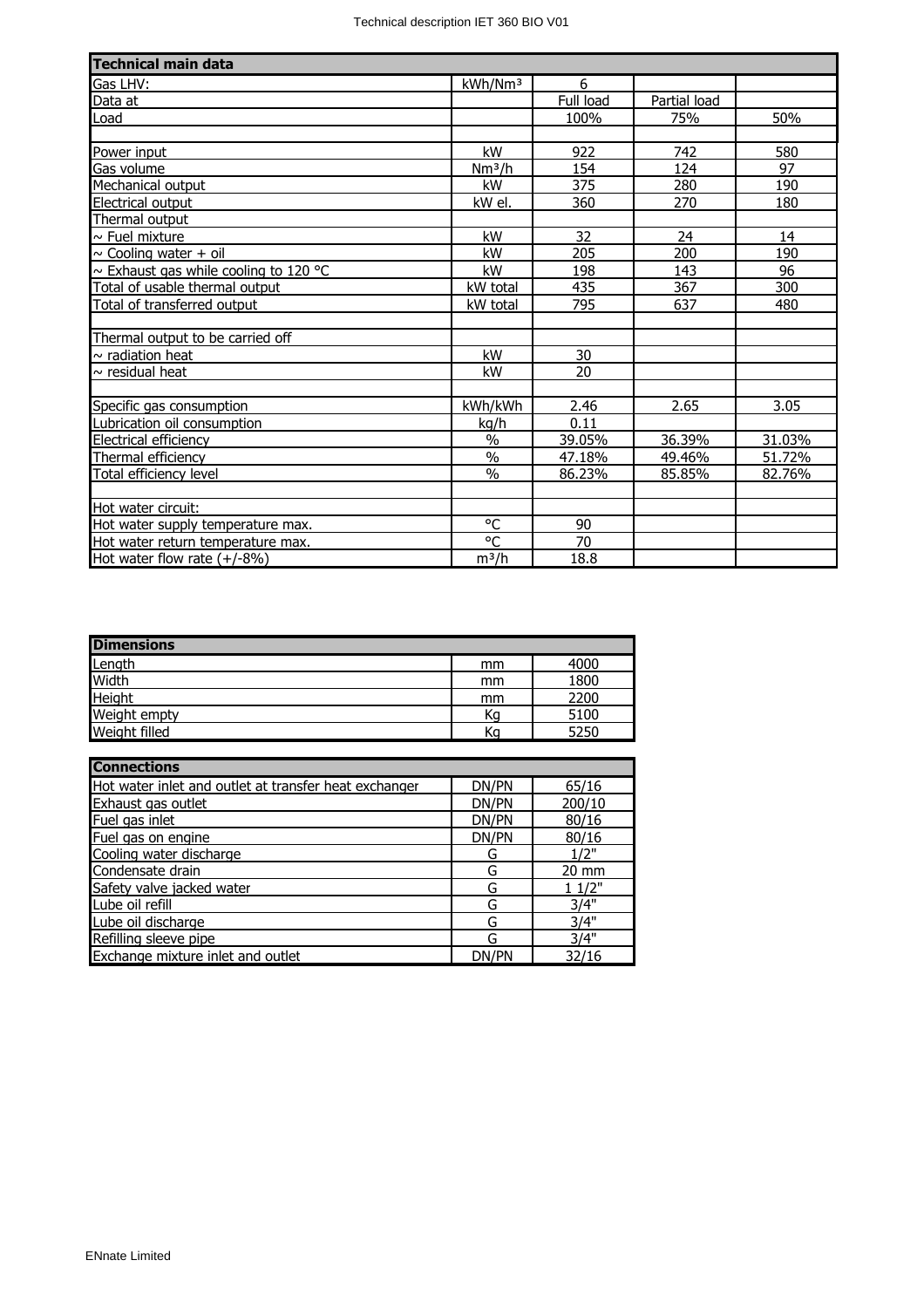| Technical main data | | | | |
|---|---|---|---|---|
| Gas LHV: | kWh/Nm³ | 6 | | |
| Data at | | Full load | Partial load | |
| Load | | 100% | 75% | 50% |
| | | | | |
| Power input | kW | 922 | 742 | 580 |
| Gas volume | Nm³/h | 154 | 124 | 97 |
| Mechanical output | kW | 375 | 280 | 190 |
| Electrical output | kW el. | 360 | 270 | 180 |
| Thermal output | | | | |
| ~ Fuel mixture | kW | 32 | 24 | 14 |
| ~ Cooling water + oil | kW | 205 | 200 | 190 |
| ~ Exhaust gas while cooling to 120 °C | kW | 198 | 143 | 96 |
| Total of usable thermal output | kW total | 435 | 367 | 300 |
| Total of transferred output | kW total | 795 | 637 | 480 |
| | | | | |
| Thermal output to be carried off | | | | |
| ~ radiation heat | kW | 30 | | |
| ~ residual heat | kW | 20 | | |
| | | | | |
| Specific gas consumption | kWh/kWh | 2.46 | 2.65 | 3.05 |
| Lubrication oil consumption | kg/h | 0.11 | | |
| Electrical efficiency | % | 39.05% | 36.39% | 31.03% |
| Thermal efficiency | % | 47.18% | 49.46% | 51.72% |
| Total efficiency level | % | 86.23% | 85.85% | 82.76% |
| | | | | |
| Hot water circuit: | | | | |
| Hot water supply temperature max. | °C | 90 | | |
| Hot water return temperature max. | °C | 70 | | |
| Hot water flow rate (+/-8%) | m³/h | 18.8 | | |

| Dimensions | | |
|---|---|---|
| Length | mm | 4000 |
| Width | mm | 1800 |
| Height | mm | 2200 |
| Weight empty | Kg | 5100 |
| Weight filled | Kg | 5250 |

| Connections | | |
|---|---|---|
| Hot water inlet and outlet at transfer heat exchanger | DN/PN | 65/16 |
| Exhaust gas outlet | DN/PN | 200/10 |
| Fuel gas inlet | DN/PN | 80/16 |
| Fuel gas on engine | DN/PN | 80/16 |
| Cooling water discharge | G | 1/2" |
| Condensate drain | G | 20 mm |
| Safety valve jacked water | G | 1 1/2" |
| Lube oil refill | G | 3/4" |
| Lube oil discharge | G | 3/4" |
| Refilling sleeve pipe | G | 3/4" |
| Exchange mixture inlet and outlet | DN/PN | 32/16 |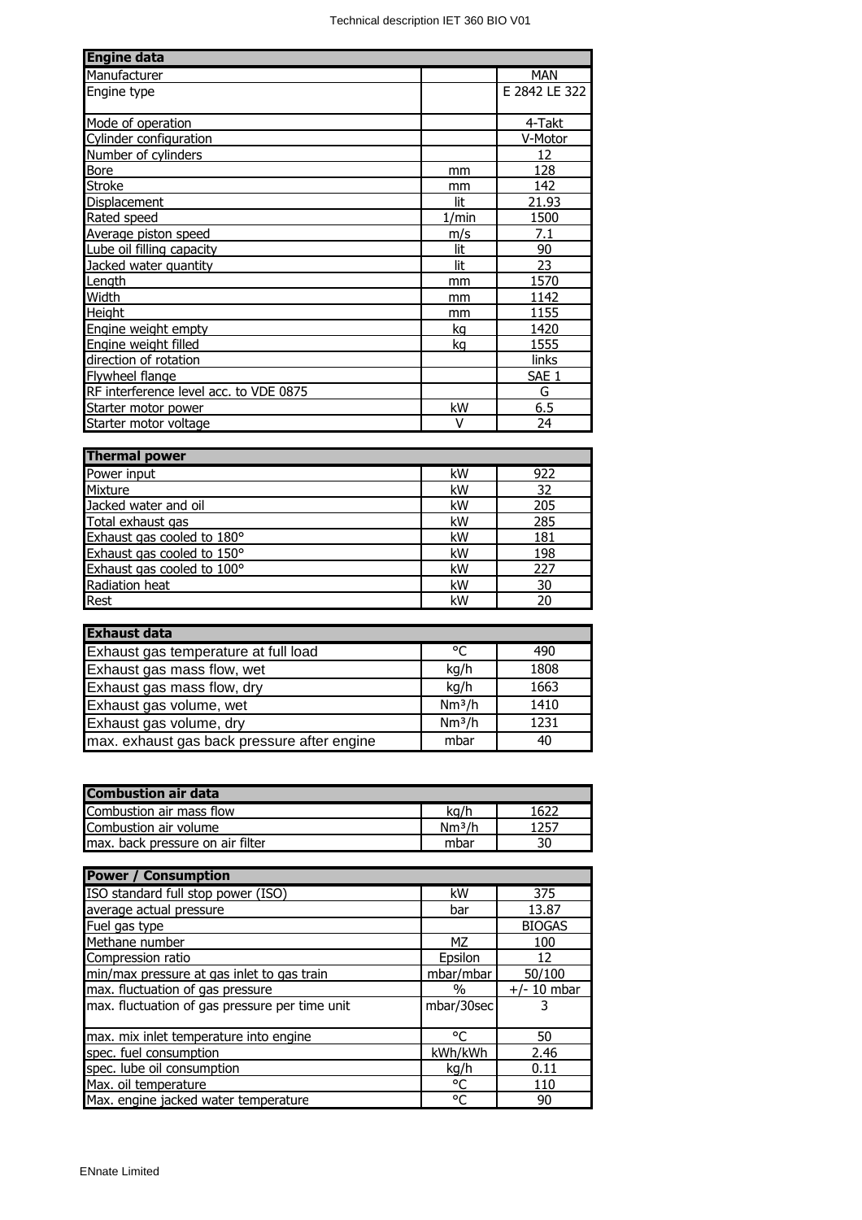| Engine data | | |
|---|---|---|
| Manufacturer | | MAN |
| Engine type | | E 2842 LE 322 |
| Mode of operation | | 4-Takt |
| Cylinder configuration | | V-Motor |
| Number of cylinders | | 12 |
| Bore | mm | 128 |
| Stroke | mm | 142 |
| Displacement | lit | 21.93 |
| Rated speed | 1/min | 1500 |
| Average piston speed | m/s | 7.1 |
| Lube oil filling capacity | lit | 90 |
| Jacked water quantity | lit | 23 |
| Length | mm | 1570 |
| Width | mm | 1142 |
| Height | mm | 1155 |
| Engine weight empty | kg | 1420 |
| Engine weight filled | kg | 1555 |
| direction of rotation | | links |
| Flywheel flange | | SAE 1 |
| RF interference level acc. to VDE 0875 | | G |
| Starter motor power | kW | 6.5 |
| Starter motor voltage | V | 24 |

| Thermal power | | |
|---|---|---|
| Power input | kW | 922 |
| Mixture | kW | 32 |
| Jacked water and oil | kW | 205 |
| Total exhaust gas | kW | 285 |
| Exhaust gas cooled to 180° | kW | 181 |
| Exhaust gas cooled to 150° | kW | 198 |
| Exhaust gas cooled to 100° | kW | 227 |
| Radiation heat | kW | 30 |
| Rest | kW | 20 |

| Exhaust data | | |
|---|---|---|
| Exhaust gas temperature at full load | °C | 490 |
| Exhaust gas mass flow, wet | kg/h | 1808 |
| Exhaust gas mass flow, dry | kg/h | 1663 |
| Exhaust gas volume, wet | $Nm^3/h$ | 1410 |
| Exhaust gas volume, dry | $Nm^3/h$ | 1231 |
| max. exhaust gas back pressure after engine | mbar | 40 |

| Combustion air data | | |
|---|---|---|
| Combustion air mass flow | kg/h | 1622 |
| Combustion air volume | $Nm^3/h$ | 1257 |
| max. back pressure on air filter | mbar | 30 |

| Power / Consumption | | |
|---|---|---|
| ISO standard full stop power (ISO) | kW | 375 |
| average actual pressure | bar | 13.87 |
| Fuel gas type | | BIOGAS |
| Methane number | MZ | 100 |
| Compression ratio | Epsilon | 12 |
| min/max pressure at gas inlet to gas train | mbar/mbar | 50/100 |
| max. fluctuation of gas pressure | % | +/- 10 mbar |
| max. fluctuation of gas pressure per time unit | mbar/30sec | 3 |
| max. mix inlet temperature into engine | °C | 50 |
| spec. fuel consumption | kWh/kWh | 2.46 |
| spec. lube oil consumption | kg/h | 0.11 |
| Max. oil temperature | °C | 110 |
| Max. engine jacked water temperature | °C | 90 |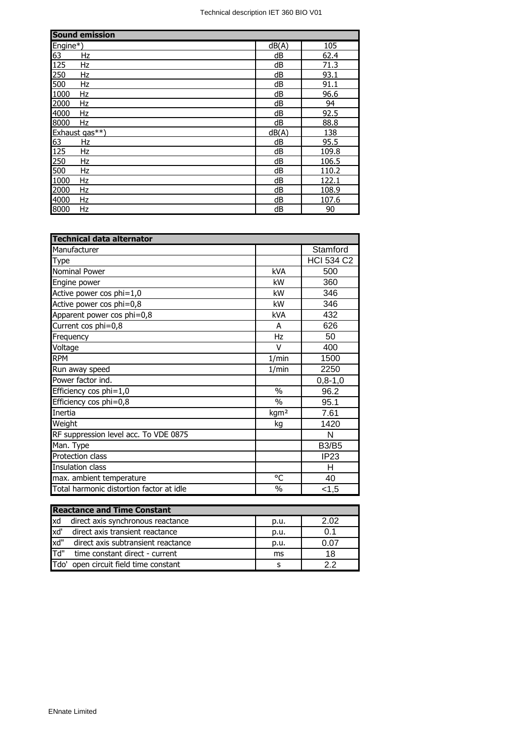| Sound emission | | |
|---|---|---|
| Engine*) | dB(A) | 105 |
| 63 Hz | dB | 62.4 |
| 125 Hz | dB | 71.3 |
| 250 Hz | dB | 93.1 |
| 500 Hz | dB | 91.1 |
| 1000 Hz | dB | 96.6 |
| 2000 Hz | dB | 94 |
| 4000 Hz | dB | 92.5 |
| 8000 Hz | dB | 88.8 |
| Exhaust gas**) | dB(A) | 138 |
| 63 Hz | dB | 95.5 |
| 125 Hz | dB | 109.8 |
| 250 Hz | dB | 106.5 |
| 500 Hz | dB | 110.2 |
| 1000 Hz | dB | 122.1 |
| 2000 Hz | dB | 108.9 |
| 4000 Hz | dB | 107.6 |
| 8000 Hz | dB | 90 |

| Technical data alternator | | |
|---|---|---|
| Manufacturer | | Stamford |
| Type | | HCI 534 C2 |
| Nominal Power | kVA | 500 |
| Engine power | kW | 360 |
| Active power cos phi=1,0 | kW | 346 |
| Active power cos phi=0,8 | kW | 346 |
| Apparent power cos phi=0,8 | kVA | 432 |
| Current cos phi=0,8 | A | 626 |
| Frequency | Hz | 50 |
| Voltage | V | 400 |
| RPM | 1/min | 1500 |
| Run away speed | 1/min | 2250 |
| Power factor ind. | | 0,8-1,0 |
| Efficiency cos phi=1,0 | % | 96.2 |
| Efficiency cos phi=0,8 | % | 95.1 |
| Inertia | kgm² | 7.61 |
| Weight | kg | 1420 |
| RF suppression level acc. To VDE 0875 | | N |
| Man. Type | | B3/B5 |
| Protection class | | IP23 |
| Insulation class | | H |
| max. ambient temperature | °C | 40 |
| Total harmonic distortion factor at idle | % | <1,5 |

| Reactance and Time Constant | | |
|---|---|---|
| xd direct axis synchronous reactance | p.u. | 2.02 |
| xd' direct axis transient reactance | p.u. | 0.1 |
| xd" direct axis subtransient reactance | p.u. | 0.07 |
| Td" time constant direct - current | ms | 18 |
| Tdo' open circuit field time constant | s | 2.2 |

ENnate Limited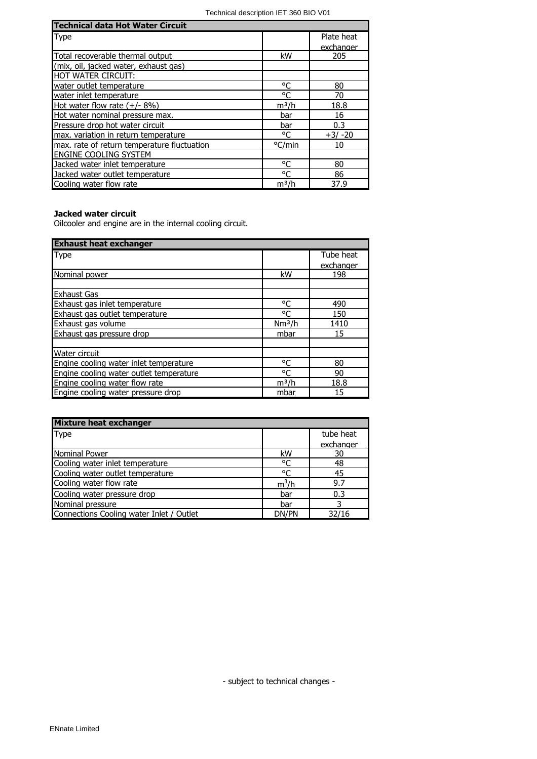| Technical data Hot Water Circuit | | |
| --- | --- | --- |
| Type | | Plate heat exchanger |
| Total recoverable thermal output | kW | 205 |
| (mix, oil, jacked water, exhaust gas) | | |
| HOT WATER CIRCUIT: | | |
| water outlet temperature | °C | 80 |
| water inlet temperature | °C | 70 |
| Hot water flow rate (+/- 8%) | m³/h | 18.8 |
| Hot water nominal pressure max. | bar | 16 |
| Pressure drop hot water circuit | bar | 0.3 |
| max. variation in return temperature | °C | +3/ -20 |
| max. rate of return temperature fluctuation | °C/min | 10 |
| ENGINE COOLING SYSTEM | | |
| Jacked water inlet temperature | °C | 80 |
| Jacked water outlet temperature | °C | 86 |
| Cooling water flow rate | m³/h | 37.9 |

**Jacked water circuit**

Oilcooler and engine are in the internal cooling circuit.

| Exhaust heat exchanger | | |
| --- | --- | --- |
| Type | | Tube heat exchanger |
| Nominal power | kW | 198 |
| | | |
| Exhaust Gas | | |
| Exhaust gas inlet temperature | °C | 490 |
| Exhaust gas outlet temperature | °C | 150 |
| Exhaust gas volume | Nm³/h | 1410 |
| Exhaust gas pressure drop | mbar | 15 |
| | | |
| Water circuit | | |
| Engine cooling water inlet temperature | °C | 80 |
| Engine cooling water outlet temperature | °C | 90 |
| Engine cooling water flow rate | m³/h | 18.8 |
| Engine cooling water pressure drop | mbar | 15 |

| Mixture heat exchanger | | |
| --- | --- | --- |
| Type | | tube heat exchanger |
| Nominal Power | kW | 30 |
| Cooling water inlet temperature | °C | 48 |
| Cooling water outlet temperature | °C | 45 |
| Cooling water flow rate | $m^3/h$ | 9.7 |
| Cooling water pressure drop | bar | 0.3 |
| Nominal pressure | bar | 3 |
| Connections Cooling water Inlet / Outlet | DN/PN | 32/16 |

- subject to technical changes -